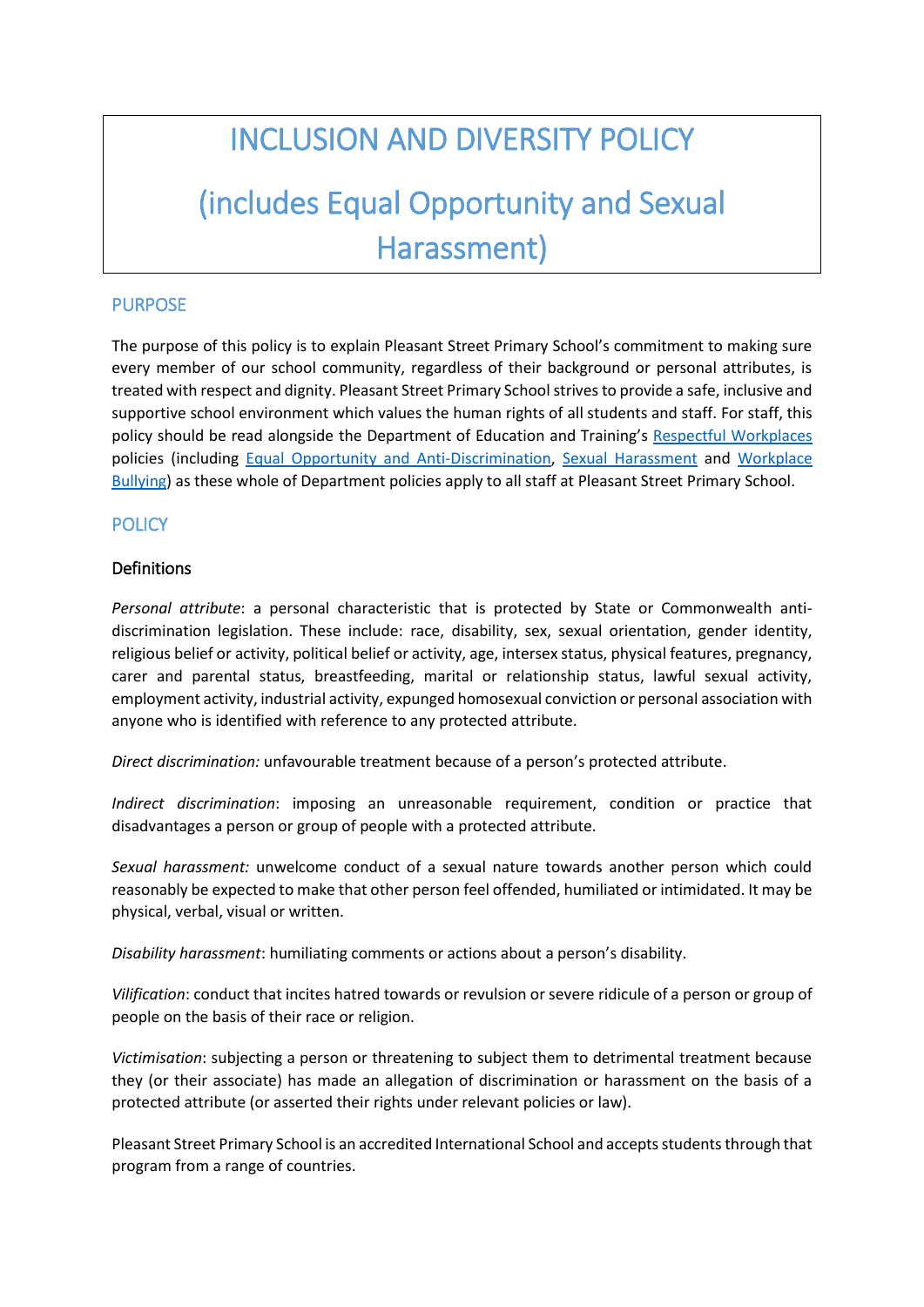# INCLUSION AND DIVERSITY POLICY

# (includes Equal Opportunity and Sexual Harassment)

## PURPOSE

The purpose of this policy is to explain Pleasant Street Primary School's commitment to making sure every member of our school community, regardless of their background or personal attributes, is treated with respect and dignity. Pleasant Street Primary School strives to provide a safe, inclusive and supportive school environment which values the human rights of all students and staff. For staff, this policy should be read alongside the Department of Education and Training's Respectful Workplaces policies (including Equal Opportunity and Anti-Discrimination, Sexual Harassment and Workplace Bullying) as these whole of Department policies apply to all staff at Pleasant Street Primary School.

## POLICY

### Definitions

*Personal attribute*: a personal characteristic that is protected by State or Commonwealth anti-discrimination legislation. These include: race, disability, sex, sexual orientation, gender identity, religious belief or activity, political belief or activity, age, intersex status, physical features, pregnancy, carer and parental status, breastfeeding, marital or relationship status, lawful sexual activity, employment activity, industrial activity, expunged homosexual conviction or personal association with anyone who is identified with reference to any protected attribute.

*Direct discrimination:* unfavourable treatment because of a person's protected attribute.

*Indirect discrimination*: imposing an unreasonable requirement, condition or practice that disadvantages a person or group of people with a protected attribute.

*Sexual harassment:* unwelcome conduct of a sexual nature towards another person which could reasonably be expected to make that other person feel offended, humiliated or intimidated. It may be physical, verbal, visual or written.

*Disability harassment*: humiliating comments or actions about a person's disability.

*Vilification*: conduct that incites hatred towards or revulsion or severe ridicule of a person or group of people on the basis of their race or religion.

*Victimisation*: subjecting a person or threatening to subject them to detrimental treatment because they (or their associate) has made an allegation of discrimination or harassment on the basis of a protected attribute (or asserted their rights under relevant policies or law).

Pleasant Street Primary School is an accredited International School and accepts students through that program from a range of countries.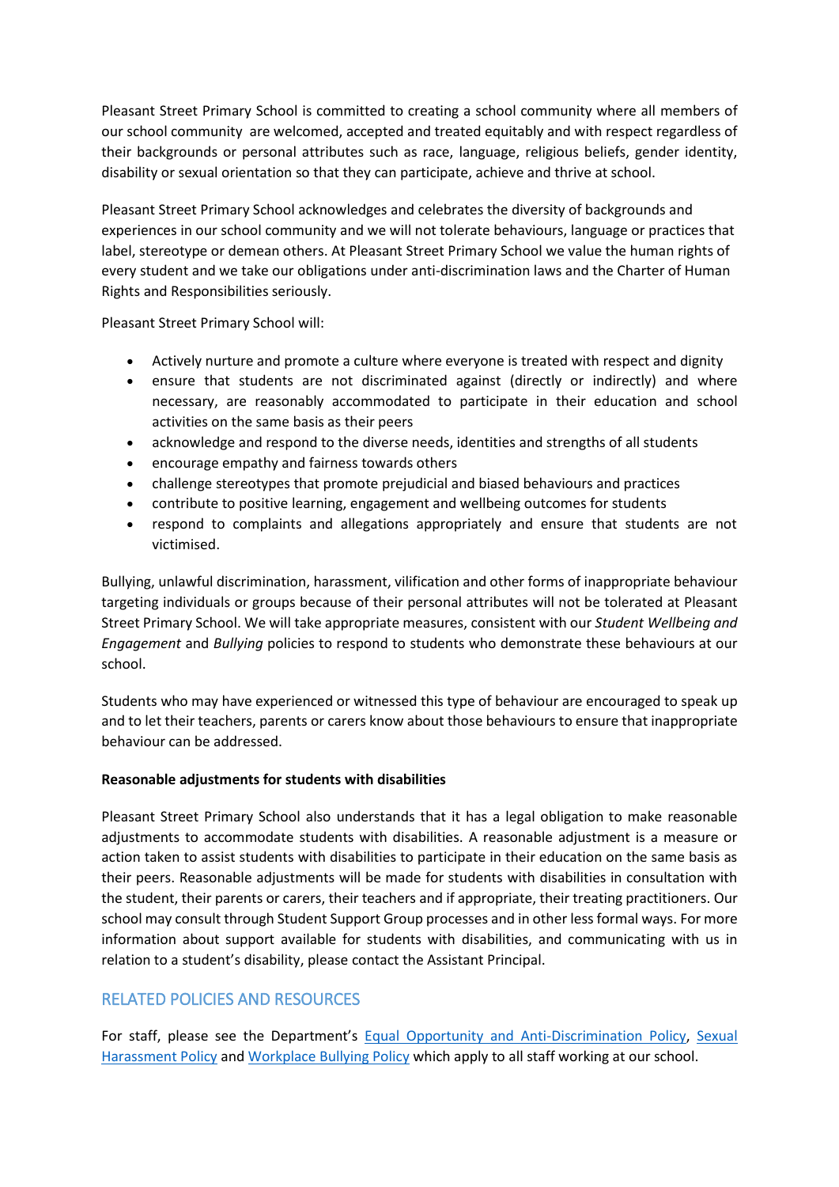Pleasant Street Primary School is committed to creating a school community where all members of our school community are welcomed, accepted and treated equitably and with respect regardless of their backgrounds or personal attributes such as race, language, religious beliefs, gender identity, disability or sexual orientation so that they can participate, achieve and thrive at school.

Pleasant Street Primary School acknowledges and celebrates the diversity of backgrounds and experiences in our school community and we will not tolerate behaviours, language or practices that label, stereotype or demean others. At Pleasant Street Primary School we value the human rights of every student and we take our obligations under anti-discrimination laws and the Charter of Human Rights and Responsibilities seriously.

Pleasant Street Primary School will:

- Actively nurture and promote a culture where everyone is treated with respect and dignity
- ensure that students are not discriminated against (directly or indirectly) and where necessary, are reasonably accommodated to participate in their education and school activities on the same basis as their peers
- acknowledge and respond to the diverse needs, identities and strengths of all students
- encourage empathy and fairness towards others
- challenge stereotypes that promote prejudicial and biased behaviours and practices
- contribute to positive learning, engagement and wellbeing outcomes for students
- respond to complaints and allegations appropriately and ensure that students are not victimised.

Bullying, unlawful discrimination, harassment, vilification and other forms of inappropriate behaviour targeting individuals or groups because of their personal attributes will not be tolerated at Pleasant Street Primary School. We will take appropriate measures, consistent with our *Student Wellbeing and Engagement* and *Bullying* policies to respond to students who demonstrate these behaviours at our school.

Students who may have experienced or witnessed this type of behaviour are encouraged to speak up and to let their teachers, parents or carers know about those behaviours to ensure that inappropriate behaviour can be addressed.

**Reasonable adjustments for students with disabilities**

Pleasant Street Primary School also understands that it has a legal obligation to make reasonable adjustments to accommodate students with disabilities. A reasonable adjustment is a measure or action taken to assist students with disabilities to participate in their education on the same basis as their peers. Reasonable adjustments will be made for students with disabilities in consultation with the student, their parents or carers, their teachers and if appropriate, their treating practitioners. Our school may consult through Student Support Group processes and in other less formal ways. For more information about support available for students with disabilities, and communicating with us in relation to a student's disability, please contact the Assistant Principal.

## RELATED POLICIES AND RESOURCES

For staff, please see the Department's Equal Opportunity and Anti-Discrimination Policy, Sexual Harassment Policy and Workplace Bullying Policy which apply to all staff working at our school.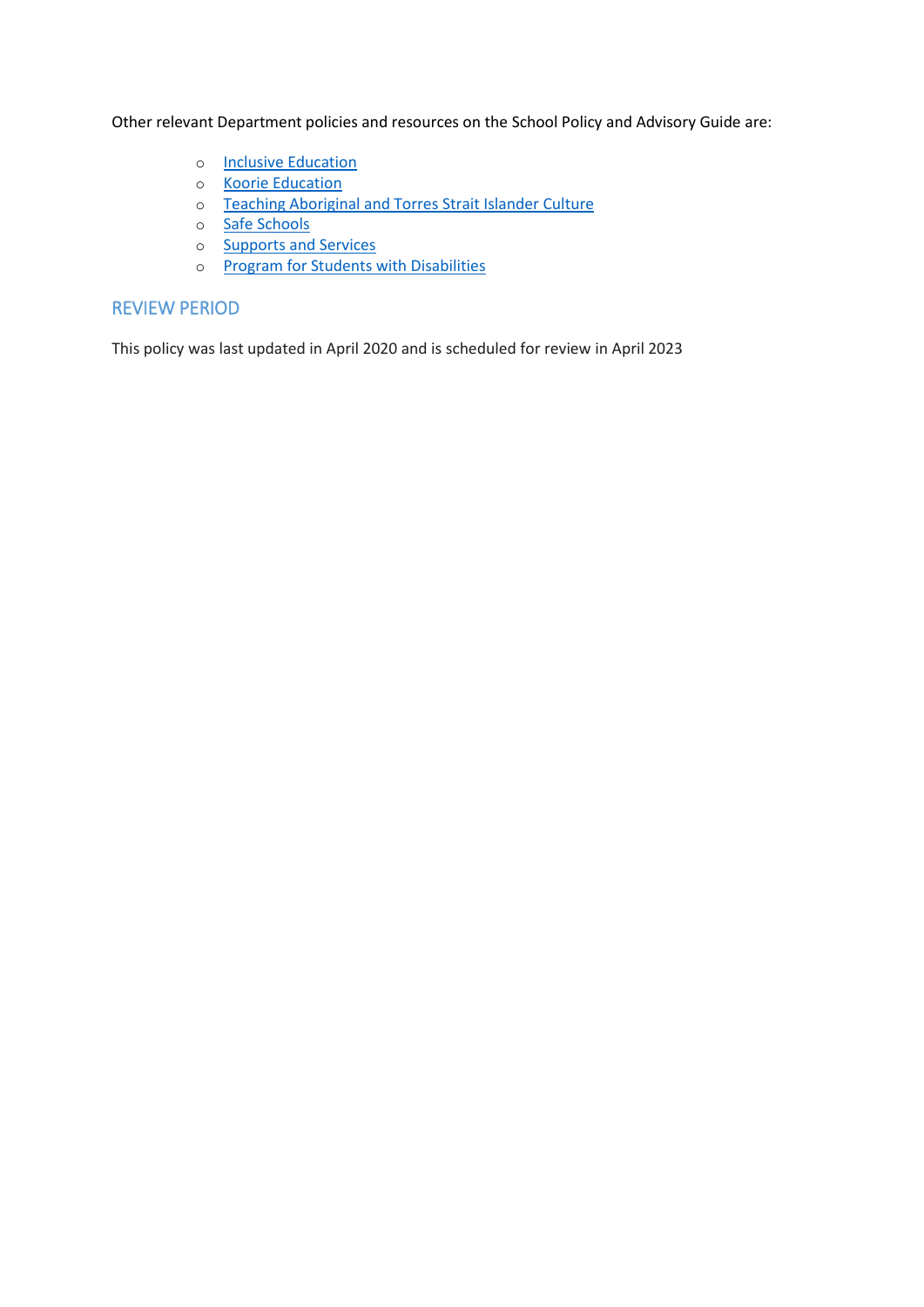Other relevant Department policies and resources on the School Policy and Advisory Guide are:

- Inclusive Education
- Koorie Education
- Teaching Aboriginal and Torres Strait Islander Culture
- Safe Schools
- Supports and Services
- Program for Students with Disabilities

## REVIEW PERIOD

This policy was last updated in April 2020 and is scheduled for review in April 2023